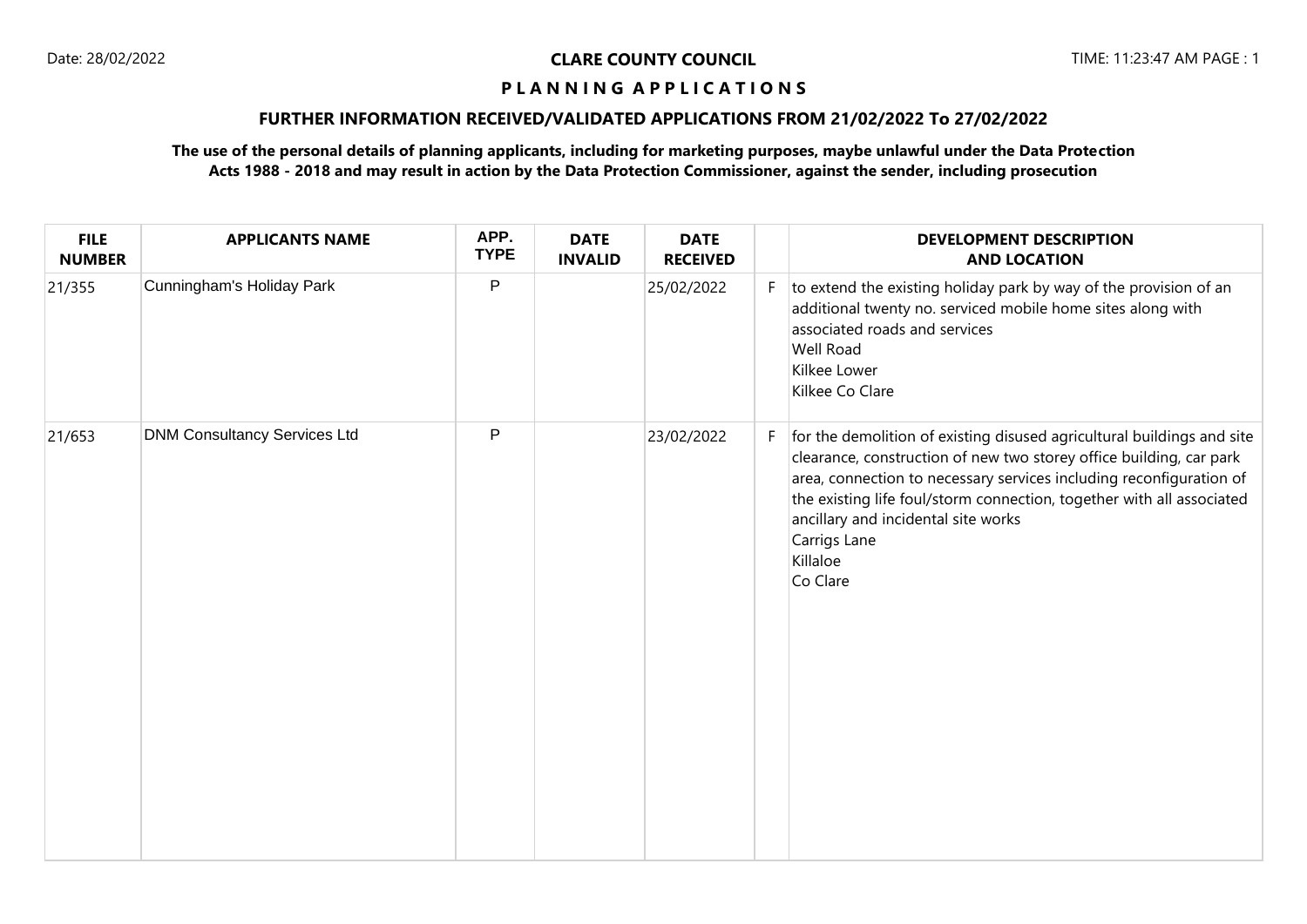**CLARE COUNTY COUNCIL**

**P L A N N I N G A P P L I C A T I O N S**

**FURTHER INFORMATION RECEIVED/VALIDATED APPLICATIONS FROM 21/02/2022 To 27/02/2022**

**The use of the personal details of planning applicants, including for marketing purposes, maybe unlawful under the Data Protection Acts 1988 - 2018 and may result in action by the Data Protection Commissioner, against the sender, including prosecution**

| FILE NUMBER | APPLICANTS NAME | APP. TYPE | DATE INVALID | DATE RECEIVED | | DEVELOPMENT DESCRIPTION AND LOCATION |
|---|---|---|---|---|---|---|
| 21/355 | Cunningham's Holiday Park | P | | 25/02/2022 | F | to extend the existing holiday park by way of the provision of an additional twenty no. serviced mobile home sites along with associated roads and services<br>Well Road<br>Kilkee Lower<br>Kilkee Co Clare |
| 21/653 | DNM Consultancy Services Ltd | P | | 23/02/2022 | F | for the demolition of existing disused agricultural buildings and site clearance, construction of new two storey office building, car park area, connection to necessary services including reconfiguration of the existing life foul/storm connection, together with all associated ancillary and incidental site works<br>Carrigs Lane<br>Killaloe<br>Co Clare |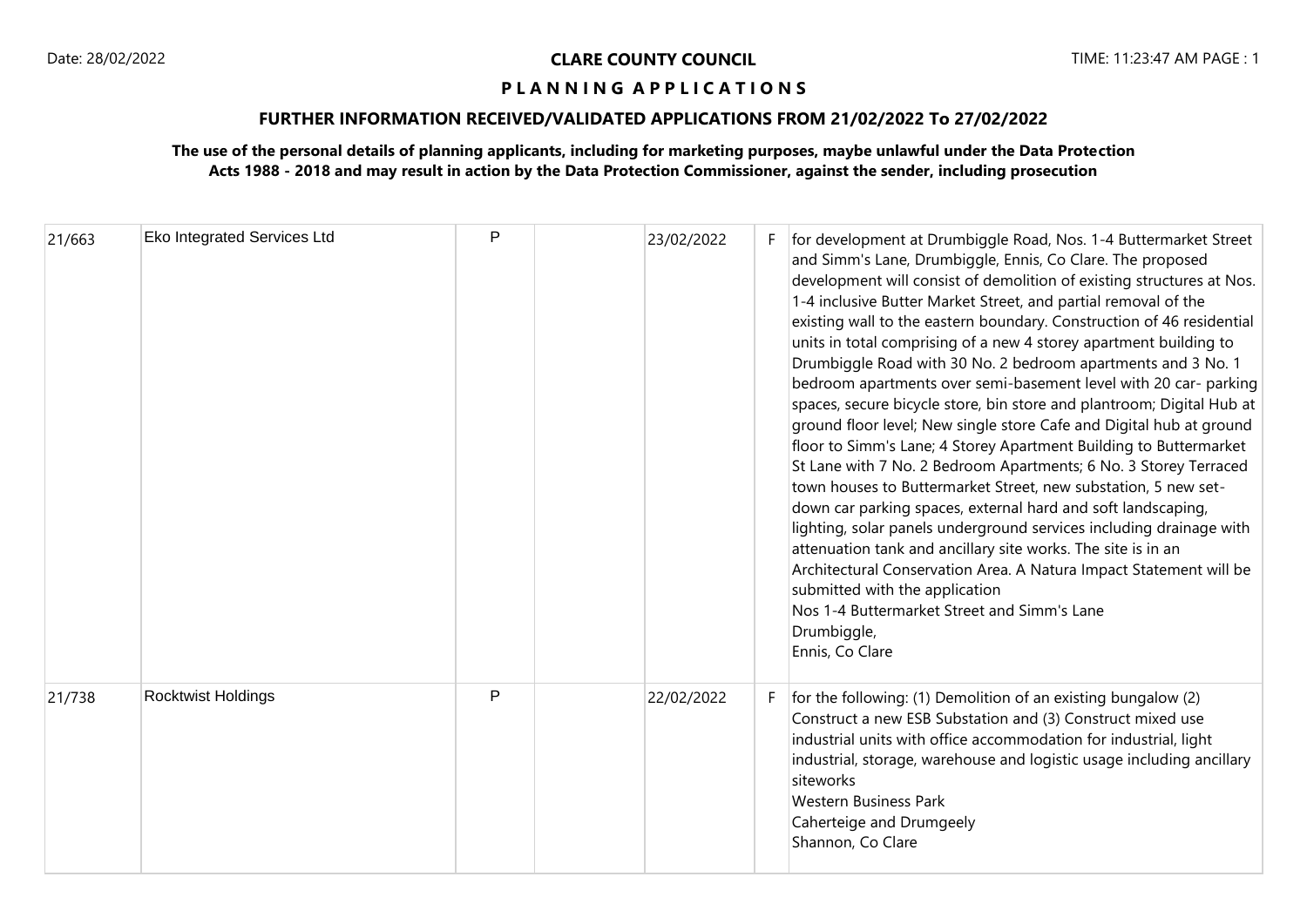**CLARE COUNTY COUNCIL**

**P L A N N I N G A P P L I C A T I O N S**

**FURTHER INFORMATION RECEIVED/VALIDATED APPLICATIONS FROM 21/02/2022 To 27/02/2022**

**The use of the personal details of planning applicants, including for marketing purposes, maybe unlawful under the Data Protection Acts 1988 - 2018 and may result in action by the Data Protection Commissioner, against the sender, including prosecution**

| | | | | | | |
|---|---|---|---|---|---|---|
| 21/663 | Eko Integrated Services Ltd | P | | 23/02/2022 | F | for development at Drumbiggle Road, Nos. 1-4 Buttermarket Street and Simm's Lane, Drumbiggle, Ennis, Co Clare. The proposed development will consist of demolition of existing structures at Nos. 1-4 inclusive Butter Market Street, and partial removal of the existing wall to the eastern boundary. Construction of 46 residential units in total comprising of a new 4 storey apartment building to Drumbiggle Road with 30 No. 2 bedroom apartments and 3 No. 1 bedroom apartments over semi-basement level with 20 car- parking spaces, secure bicycle store, bin store and plantroom; Digital Hub at ground floor level; New single store Cafe and Digital hub at ground floor to Simm's Lane; 4 Storey Apartment Building to Buttermarket St Lane with 7 No. 2 Bedroom Apartments; 6 No. 3 Storey Terraced town houses to Buttermarket Street, new substation, 5 new set-down car parking spaces, external hard and soft landscaping, lighting, solar panels underground services including drainage with attenuation tank and ancillary site works. The site is in an Architectural Conservation Area. A Natura Impact Statement will be submitted with the application<br>Nos 1-4 Buttermarket Street and Simm's Lane<br>Drumbiggle,<br>Ennis, Co Clare |
| 21/738 | Rocktwist Holdings | P | | 22/02/2022 | F | for the following: (1) Demolition of an existing bungalow (2) Construct a new ESB Substation and (3) Construct mixed use industrial units with office accommodation for industrial, light industrial, storage, warehouse and logistic usage including ancillary siteworks<br>Western Business Park<br>Caherteige and Drumgeely<br>Shannon, Co Clare |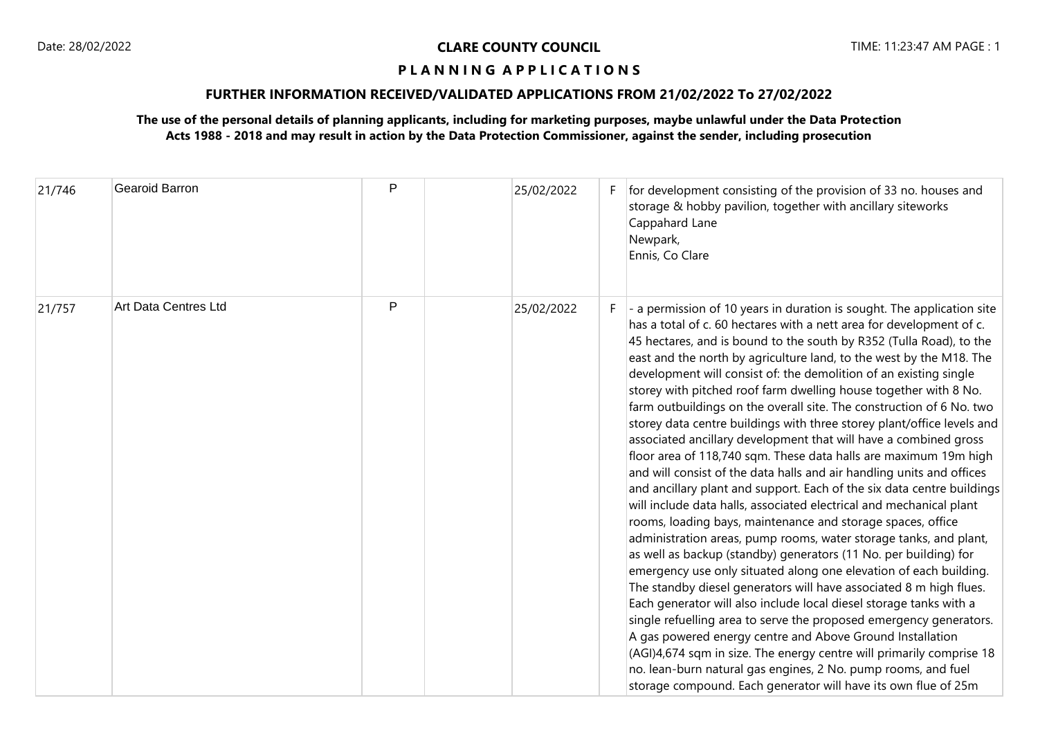**CLARE COUNTY COUNCIL**

**P L A N N I N G A P P L I C A T I O N S**

**FURTHER INFORMATION RECEIVED/VALIDATED APPLICATIONS FROM 21/02/2022 To 27/02/2022**

**The use of the personal details of planning applicants, including for marketing purposes, maybe unlawful under the Data Protection Acts 1988 - 2018 and may result in action by the Data Protection Commissioner, against the sender, including prosecution**

| | | | | | | |
|---|---|---|---|---|---|---|
| 21/746 | Gearoid Barron | P | | 25/02/2022 | F | for development consisting of the provision of 33 no. houses and storage & hobby pavilion, together with ancillary siteworks Cappahard Lane Newpark, Ennis, Co Clare |
| 21/757 | Art Data Centres Ltd | P | | 25/02/2022 | F | - a permission of 10 years in duration is sought. The application site has a total of c. 60 hectares with a nett area for development of c. 45 hectares, and is bound to the south by R352 (Tulla Road), to the east and the north by agriculture land, to the west by the M18. The development will consist of: the demolition of an existing single storey with pitched roof farm dwelling house together with 8 No. farm outbuildings on the overall site. The construction of 6 No. two storey data centre buildings with three storey plant/office levels and associated ancillary development that will have a combined gross floor area of 118,740 sqm. These data halls are maximum 19m high and will consist of the data halls and air handling units and offices and ancillary plant and support. Each of the six data centre buildings will include data halls, associated electrical and mechanical plant rooms, loading bays, maintenance and storage spaces, office administration areas, pump rooms, water storage tanks, and plant, as well as backup (standby) generators (11 No. per building) for emergency use only situated along one elevation of each building. The standby diesel generators will have associated 8 m high flues. Each generator will also include local diesel storage tanks with a single refuelling area to serve the proposed emergency generators. A gas powered energy centre and Above Ground Installation (AGI)4,674 sqm in size. The energy centre will primarily comprise 18 no. lean-burn natural gas engines, 2 No. pump rooms, and fuel storage compound. Each generator will have its own flue of 25m |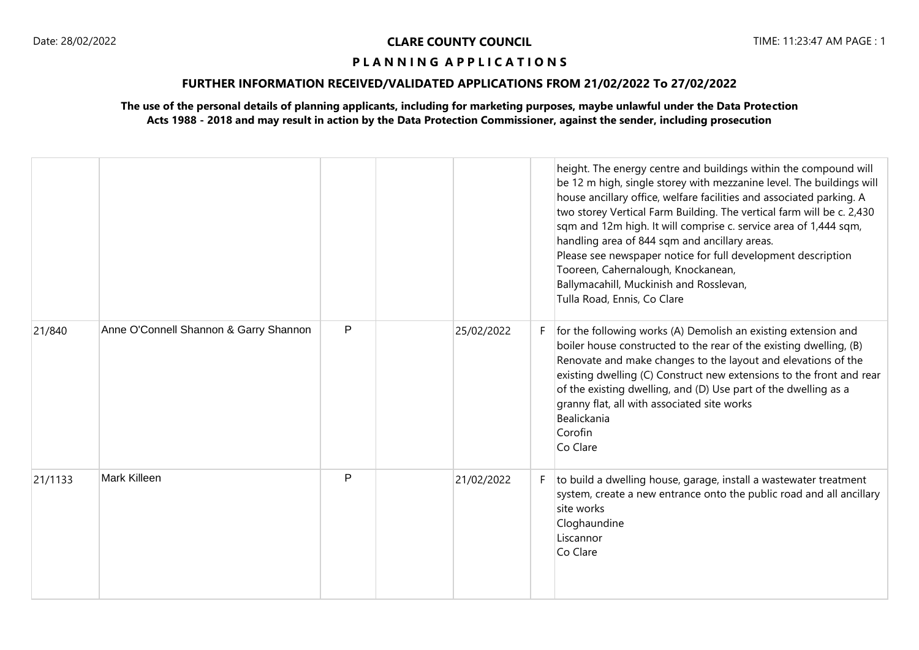**CLARE COUNTY COUNCIL**

**P L A N N I N G A P P L I C A T I O N S**

**FURTHER INFORMATION RECEIVED/VALIDATED APPLICATIONS FROM 21/02/2022 To 27/02/2022**

**The use of the personal details of planning applicants, including for marketing purposes, maybe unlawful under the Data Protection Acts 1988 - 2018 and may result in action by the Data Protection Commissioner, against the sender, including prosecution**

| | | | | | | |
|---|---|---|---|---|---|---|
| | | | | | | height. The energy centre and buildings within the compound will be 12 m high, single storey with mezzanine level. The buildings will house ancillary office, welfare facilities and associated parking. A two storey Vertical Farm Building. The vertical farm will be c. 2,430 sqm and 12m high. It will comprise c. service area of 1,444 sqm, handling area of 844 sqm and ancillary areas.<br>Please see newspaper notice for full development description<br>Tooreen, Cahernalough, Knockanean,<br>Ballymacahill, Muckinish and Rosslevan,<br>Tulla Road, Ennis, Co Clare |
| 21/840 | Anne O'Connell Shannon & Garry Shannon | P | | 25/02/2022 | F | for the following works (A) Demolish an existing extension and boiler house constructed to the rear of the existing dwelling, (B) Renovate and make changes to the layout and elevations of the existing dwelling (C) Construct new extensions to the front and rear of the existing dwelling, and (D) Use part of the dwelling as a granny flat, all with associated site works<br>Bealickania<br>Corofin<br>Co Clare |
| 21/1133 | Mark Killeen | P | | 21/02/2022 | F | to build a dwelling house, garage, install a wastewater treatment system, create a new entrance onto the public road and all ancillary site works<br>Cloghaundine<br>Liscannor<br>Co Clare |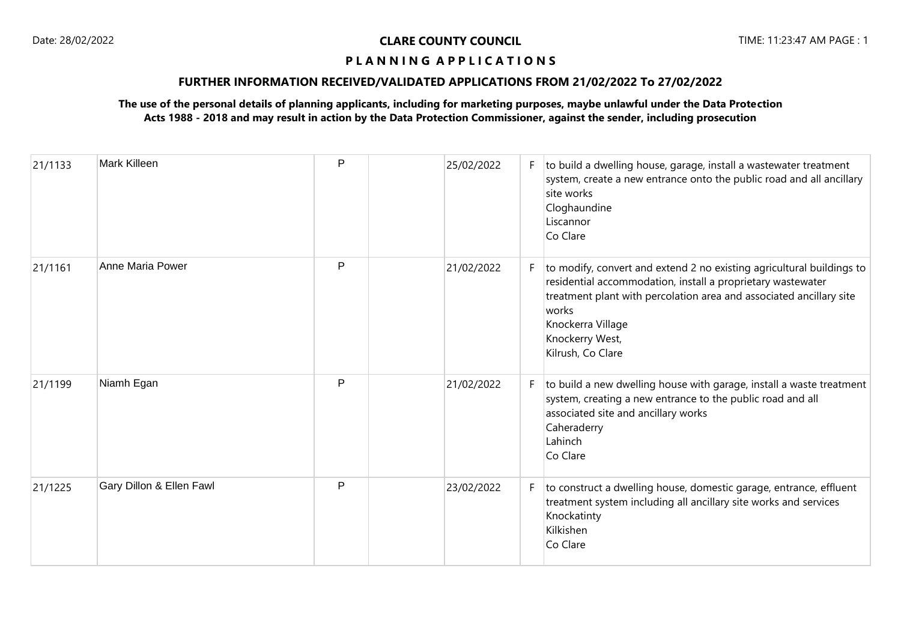**CLARE COUNTY COUNCIL**

**P L A N N I N G A P P L I C A T I O N S**

**FURTHER INFORMATION RECEIVED/VALIDATED APPLICATIONS FROM 21/02/2022 To 27/02/2022**

**The use of the personal details of planning applicants, including for marketing purposes, maybe unlawful under the Data Protection Acts 1988 - 2018 and may result in action by the Data Protection Commissioner, against the sender, including prosecution**

| | | | | | | |
|---|---|---|---|---|---|---|
| 21/1133 | Mark Killeen | P | | 25/02/2022 | F | to build a dwelling house, garage, install a wastewater treatment system, create a new entrance onto the public road and all ancillary site works<br>Cloghaundine<br>Liscannor<br>Co Clare |
| 21/1161 | Anne Maria Power | P | | 21/02/2022 | F | to modify, convert and extend 2 no existing agricultural buildings to residential accommodation, install a proprietary wastewater treatment plant with percolation area and associated ancillary site works<br>Knockerra Village<br>Knockerry West,<br>Kilrush, Co Clare |
| 21/1199 | Niamh Egan | P | | 21/02/2022 | F | to build a new dwelling house with garage, install a waste treatment system, creating a new entrance to the public road and all associated site and ancillary works<br>Caheraderry<br>Lahinch<br>Co Clare |
| 21/1225 | Gary Dillon & Ellen Fawl | P | | 23/02/2022 | F | to construct a dwelling house, domestic garage, entrance, effluent treatment system including all ancillary site works and services<br>Knockatinty<br>Kilkishen<br>Co Clare |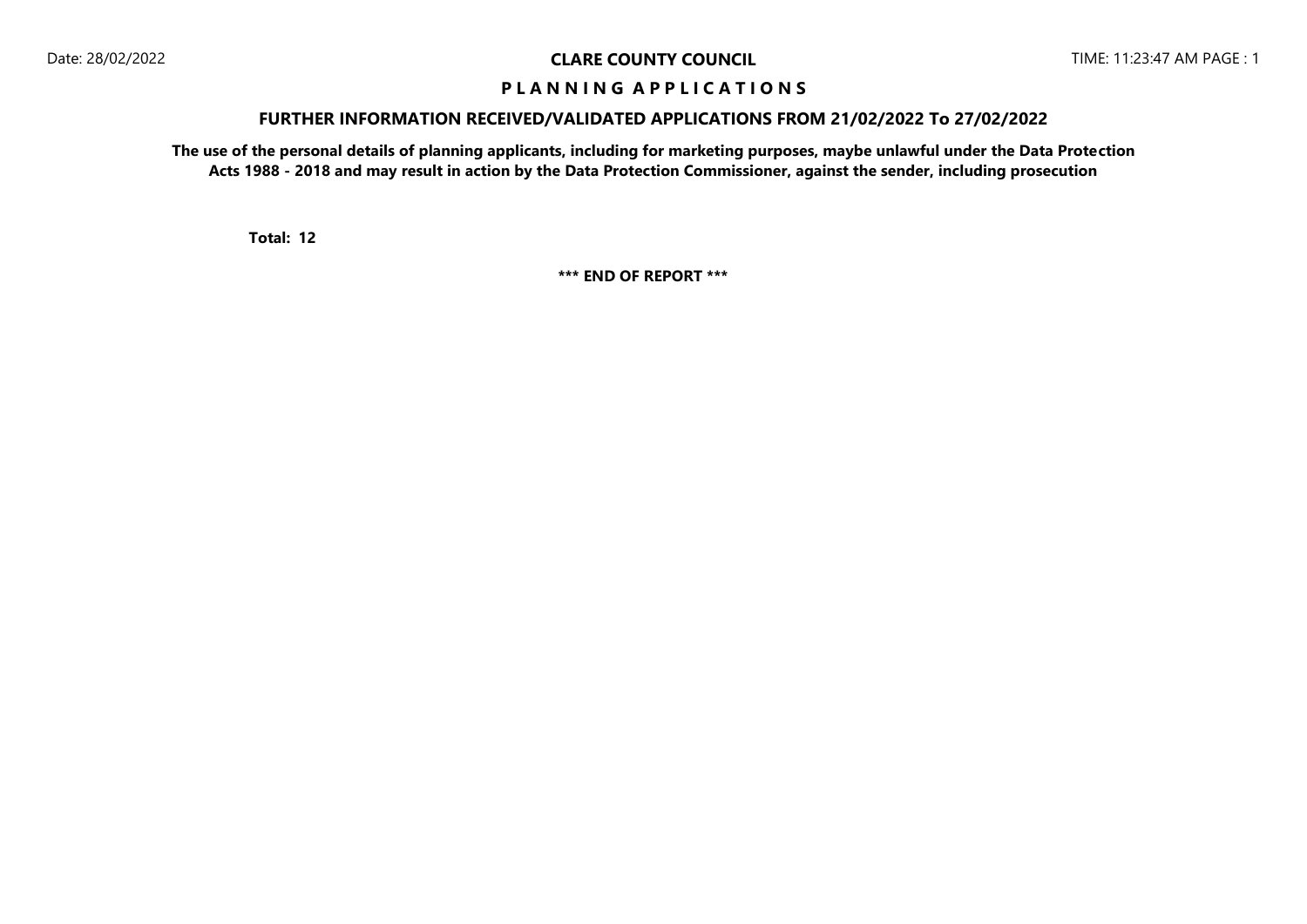**Total: 12**

**\*\*\* END OF REPORT \*\*\***

**Total: 12**

*** END OF REPORT ***